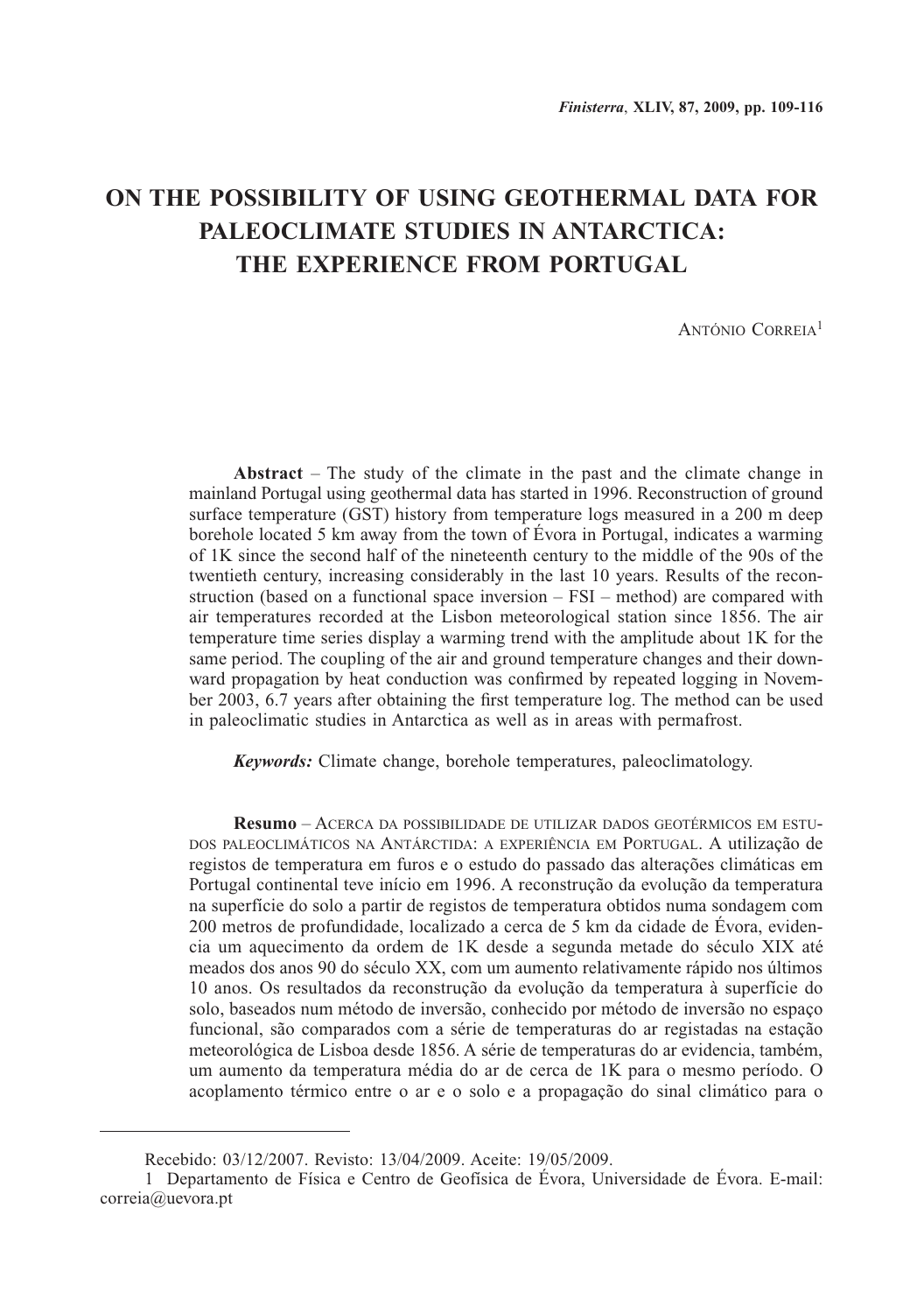# ON THE POSSIBILITY OF USING GEOTHERMAL DATA FOR PALEOCLIMATE STUDIES IN ANTARCTICA: THE EXPERIENCE FROM PORTUGAL

António Correia[1]

**Abstract** – The study of the climate in the past and the climate change in mainland Portugal using geothermal data has started in 1996. Reconstruction of ground surface temperature (GST) history from temperature logs measured in a 200 m deep borehole located 5 km away from the town of Évora in Portugal, indicates a warming of 1K since the second half of the nineteenth century to the middle of the 90s of the twentieth century, increasing considerably in the last 10 years. Results of the reconstruction (based on a functional space inversion – FSI – method) are compared with air temperatures recorded at the Lisbon meteorological station since 1856. The air temperature time series display a warming trend with the amplitude about 1K for the same period. The coupling of the air and ground temperature changes and their downward propagation by heat conduction was confirmed by repeated logging in November 2003, 6.7 years after obtaining the first temperature log. The method can be used in paleoclimatic studies in Antarctica as well as in areas with permafrost.

***Keywords:*** Climate change, borehole temperatures, paleoclimatology.

**Resumo** – Acerca da possibilidade de utilizar dados geotérmicos em estudos paleoclimáticos na Antárctida: a experiência em Portugal. A utilização de registos de temperatura em furos e o estudo do passado das alterações climáticas em Portugal continental teve início em 1996. A reconstrução da evolução da temperatura na superfície do solo a partir de registos de temperatura obtidos numa sondagem com 200 metros de profundidade, localizado a cerca de 5 km da cidade de Évora, evidencia um aquecimento da ordem de 1K desde a segunda metade do século XIX até meados dos anos 90 do século XX, com um aumento relativamente rápido nos últimos 10 anos. Os resultados da reconstrução da evolução da temperatura à superfície do solo, baseados num método de inversão, conhecido por método de inversão no espaço funcional, são comparados com a série de temperaturas do ar registadas na estação meteorológica de Lisboa desde 1856. A série de temperaturas do ar evidencia, também, um aumento da temperatura média do ar de cerca de 1K para o mesmo período. O acoplamento térmico entre o ar e o solo e a propagação do sinal climático para o

---

Recebido: 03/12/2007. Revisto: 13/04/2009. Aceite: 19/05/2009.

[1] Departamento de Física e Centro de Geofísica de Évora, Universidade de Évora. E-mail: correia@uevora.pt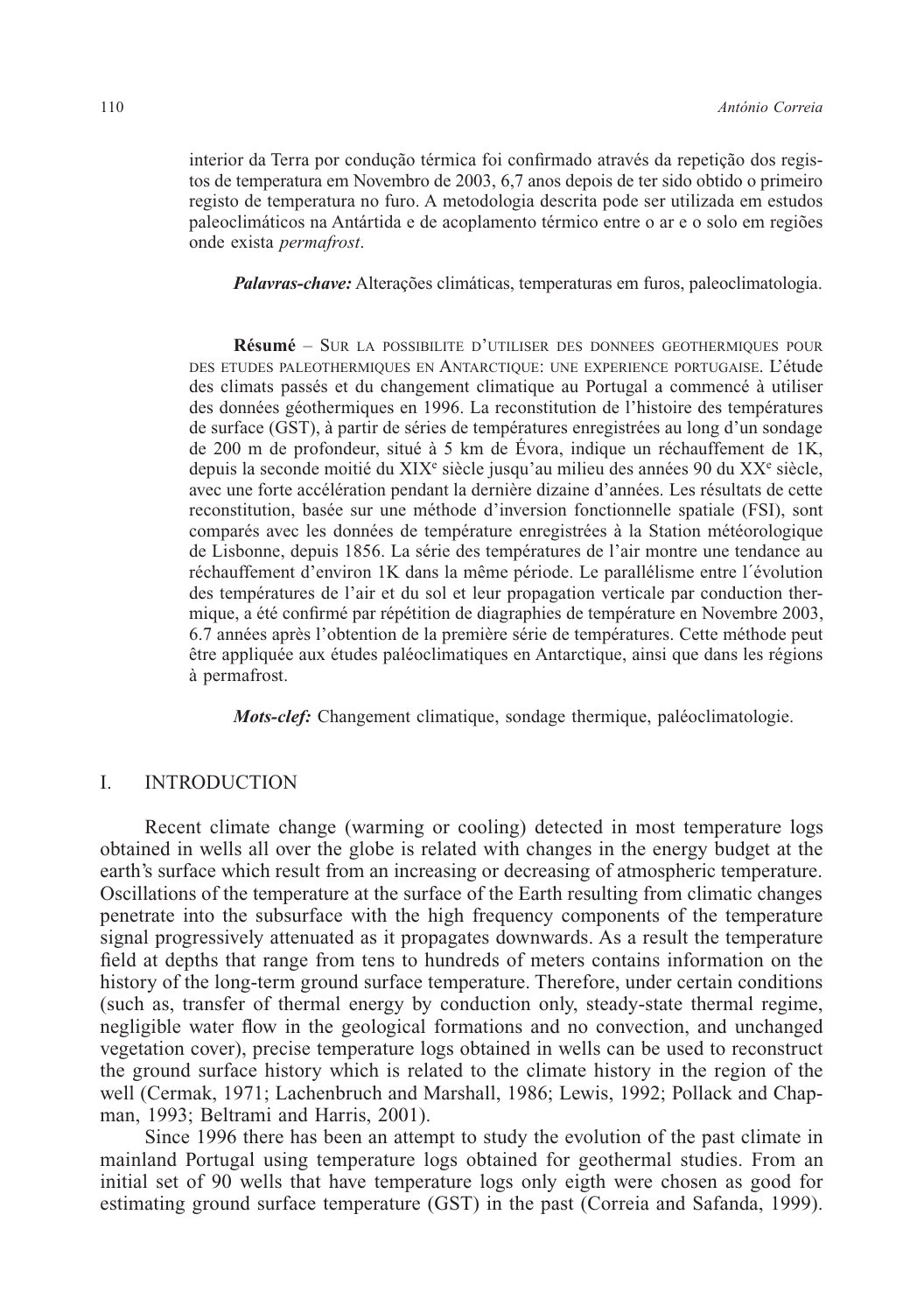interior da Terra por condução térmica foi confirmado através da repetição dos registos de temperatura em Novembro de 2003, 6,7 anos depois de ter sido obtido o primeiro registo de temperatura no furo. A metodologia descrita pode ser utilizada em estudos paleoclimáticos na Antártida e de acoplamento térmico entre o ar e o solo em regiões onde exista *permafrost*.

***Palavras-chave:*** Alterações climáticas, temperaturas em furos, paleoclimatologia.

**Résumé** – SUR LA POSSIBILITE D'UTILISER DES DONNEES GEOTHERMIQUES POUR DES ETUDES PALEOTHERMIQUES EN ANTARCTIQUE: UNE EXPERIENCE PORTUGAISE. L'étude des climats passés et du changement climatique au Portugal a commencé à utiliser des données géothermiques en 1996. La reconstitution de l'histoire des températures de surface (GST), à partir de séries de températures enregistrées au long d'un sondage de 200 m de profondeur, situé à 5 km de Évora, indique un réchauffement de 1K, depuis la seconde moitié du XIX[e] siècle jusqu'au milieu des années 90 du XX[e] siècle, avec une forte accélération pendant la dernière dizaine d'années. Les résultats de cette reconstitution, basée sur une méthode d'inversion fonctionnelle spatiale (FSI), sont comparés avec les données de température enregistrées à la Station météorologique de Lisbonne, depuis 1856. La série des températures de l'air montre une tendance au réchauffement d'environ 1K dans la même période. Le parallélisme entre l´évolution des températures de l'air et du sol et leur propagation verticale par conduction thermique, a été confirmé par répétition de diagraphies de température en Novembre 2003, 6.7 années après l'obtention de la première série de températures. Cette méthode peut être appliquée aux études paléoclimatiques en Antarctique, ainsi que dans les régions à permafrost.

***Mots-clef:*** Changement climatique, sondage thermique, paléoclimatologie.

## I. INTRODUCTION

Recent climate change (warming or cooling) detected in most temperature logs obtained in wells all over the globe is related with changes in the energy budget at the earth's surface which result from an increasing or decreasing of atmospheric temperature. Oscillations of the temperature at the surface of the Earth resulting from climatic changes penetrate into the subsurface with the high frequency components of the temperature signal progressively attenuated as it propagates downwards. As a result the temperature field at depths that range from tens to hundreds of meters contains information on the history of the long-term ground surface temperature. Therefore, under certain conditions (such as, transfer of thermal energy by conduction only, steady-state thermal regime, negligible water flow in the geological formations and no convection, and unchanged vegetation cover), precise temperature logs obtained in wells can be used to reconstruct the ground surface history which is related to the climate history in the region of the well (Cermak, 1971; Lachenbruch and Marshall, 1986; Lewis, 1992; Pollack and Chapman, 1993; Beltrami and Harris, 2001).

Since 1996 there has been an attempt to study the evolution of the past climate in mainland Portugal using temperature logs obtained for geothermal studies. From an initial set of 90 wells that have temperature logs only eigth were chosen as good for estimating ground surface temperature (GST) in the past (Correia and Safanda, 1999).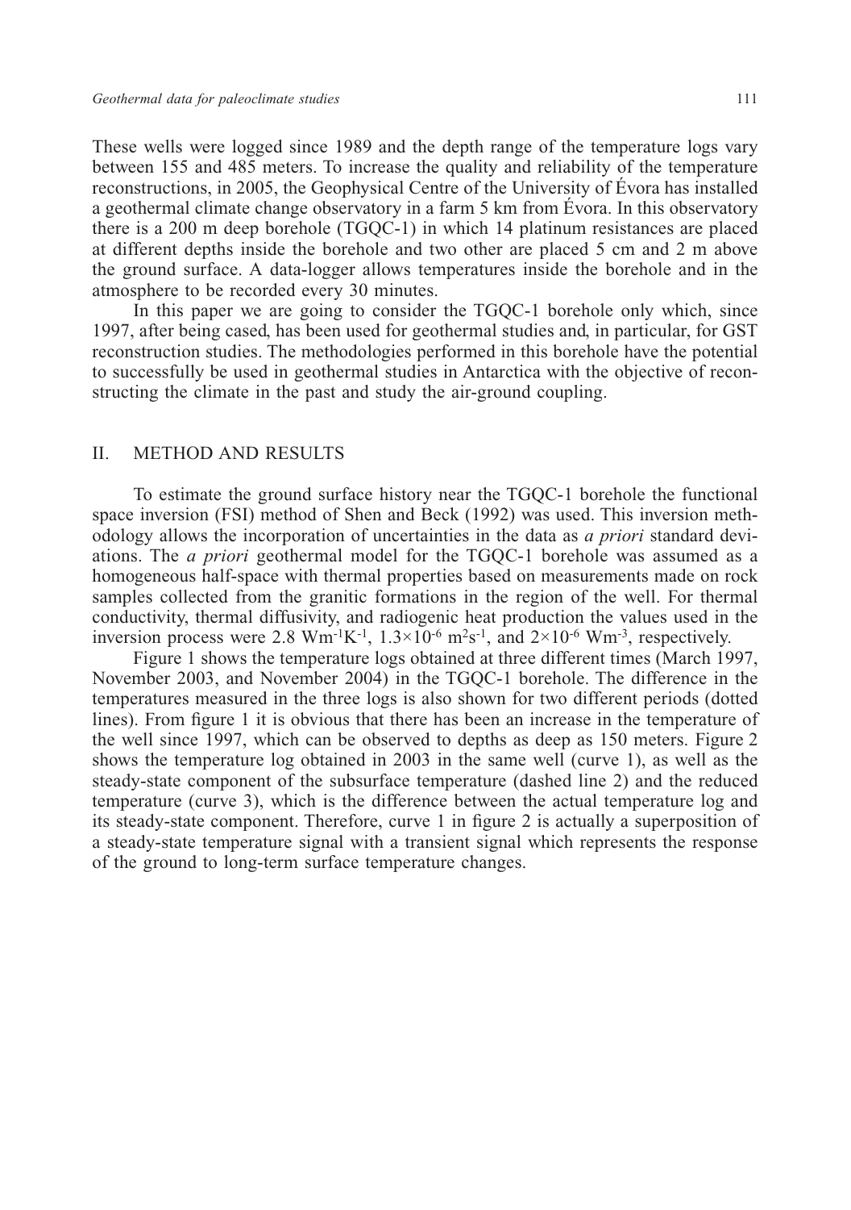These wells were logged since 1989 and the depth range of the temperature logs vary between 155 and 485 meters. To increase the quality and reliability of the temperature reconstructions, in 2005, the Geophysical Centre of the University of Évora has installed a geothermal climate change observatory in a farm 5 km from Évora. In this observatory there is a 200 m deep borehole (TGQC-1) in which 14 platinum resistances are placed at different depths inside the borehole and two other are placed 5 cm and 2 m above the ground surface. A data-logger allows temperatures inside the borehole and in the atmosphere to be recorded every 30 minutes.

In this paper we are going to consider the TGQC-1 borehole only which, since 1997, after being cased, has been used for geothermal studies and, in particular, for GST reconstruction studies. The methodologies performed in this borehole have the potential to successfully be used in geothermal studies in Antarctica with the objective of reconstructing the climate in the past and study the air-ground coupling.

## II. METHOD AND RESULTS

To estimate the ground surface history near the TGQC-1 borehole the functional space inversion (FSI) method of Shen and Beck (1992) was used. This inversion methodology allows the incorporation of uncertainties in the data as *a priori* standard deviations. The *a priori* geothermal model for the TGQC-1 borehole was assumed as a homogeneous half-space with thermal properties based on measurements made on rock samples collected from the granitic formations in the region of the well. For thermal conductivity, thermal diffusivity, and radiogenic heat production the values used in the inversion process were 2.8 $Wm^{-1}K^{-1}$, $1.3\times10^{-6}$ $m^2s^{-1}$, and $2\times10^{-6}$ $Wm^{-3}$, respectively.

Figure 1 shows the temperature logs obtained at three different times (March 1997, November 2003, and November 2004) in the TGQC-1 borehole. The difference in the temperatures measured in the three logs is also shown for two different periods (dotted lines). From figure 1 it is obvious that there has been an increase in the temperature of the well since 1997, which can be observed to depths as deep as 150 meters. Figure 2 shows the temperature log obtained in 2003 in the same well (curve 1), as well as the steady-state component of the subsurface temperature (dashed line 2) and the reduced temperature (curve 3), which is the difference between the actual temperature log and its steady-state component. Therefore, curve 1 in figure 2 is actually a superposition of a steady-state temperature signal with a transient signal which represents the response of the ground to long-term surface temperature changes.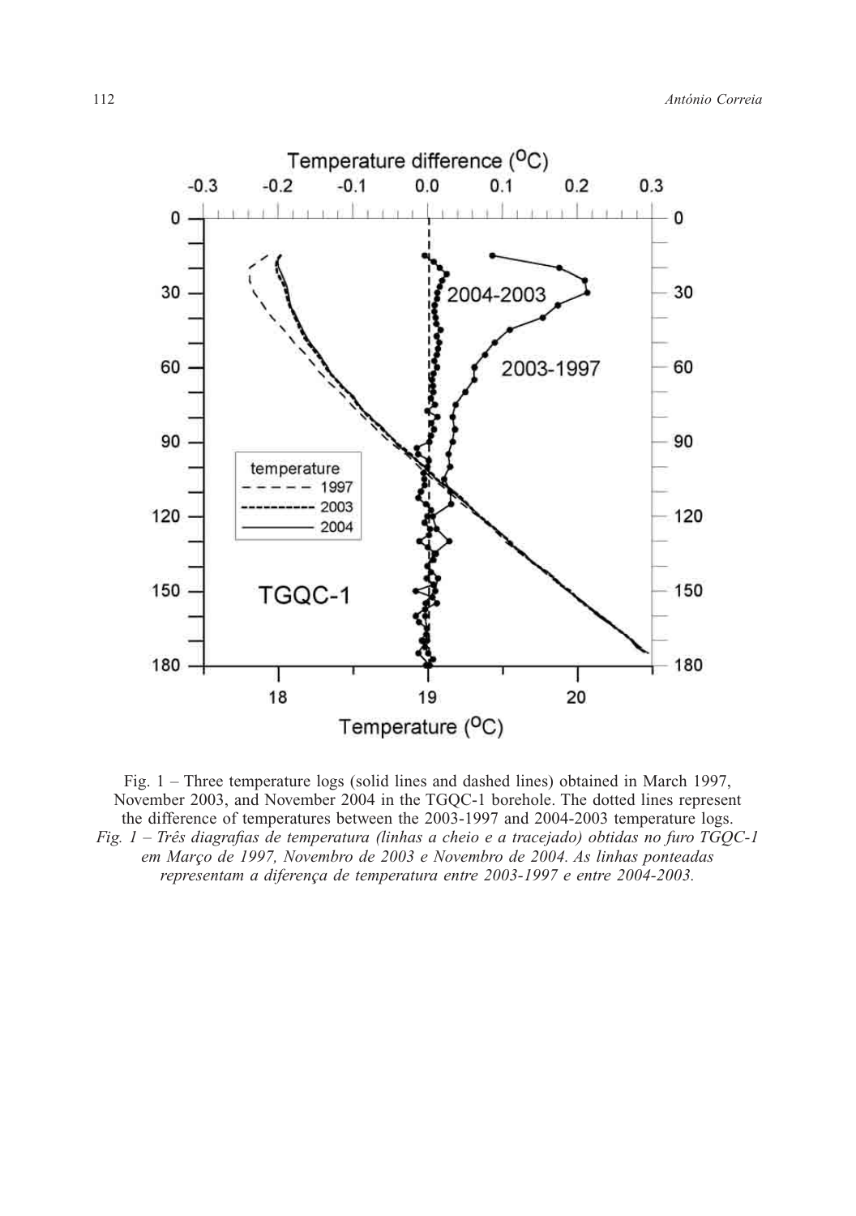Temperature difference ($^{o}$C)

-0.3 -0.2 -0.1 0.0 0.1 0.2 0.3

0 30 60 90 120 150 180

2004-2003

2003-1997

temperature
1997
2003
2004

TGQC-1

18 19 20

Temperature ($^{o}$C)

Fig. 1 – Three temperature logs (solid lines and dashed lines) obtained in March 1997, November 2003, and November 2004 in the TGQC-1 borehole. The dotted lines represent the difference of temperatures between the 2003-1997 and 2004-2003 temperature logs.

*Fig. 1 – Três diagrafias de temperatura (linhas a cheio e a tracejado) obtidas no furo TGQC-1 em Março de 1997, Novembro de 2003 e Novembro de 2004. As linhas ponteadas representam a diferença de temperatura entre 2003-1997 e entre 2004-2003.*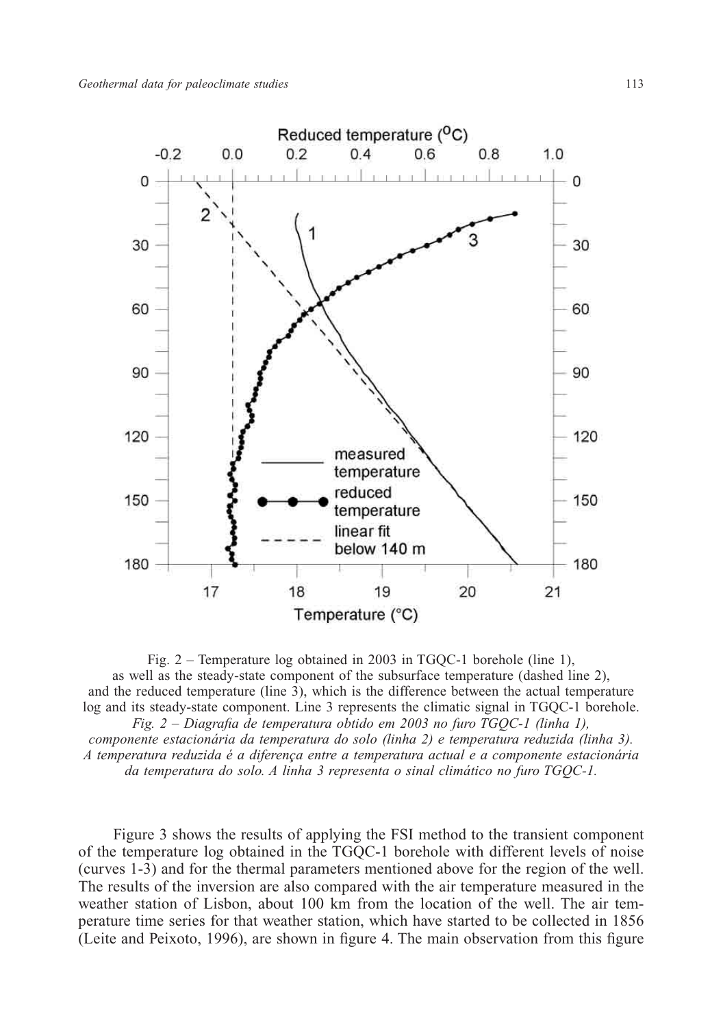Reduced temperature (°C)

-0.2 0.0 0.2 0.4 0.6 0.8 1.0

0 30 60 90 120 150 180

1 2 3

measured temperature

reduced temperature

linear fit below 140 m

17 18 19 20 21

Temperature (°C)

Fig. 2 – Temperature log obtained in 2003 in TGQC-1 borehole (line 1), as well as the steady-state component of the subsurface temperature (dashed line 2), and the reduced temperature (line 3), which is the difference between the actual temperature log and its steady-state component. Line 3 represents the climatic signal in TGQC-1 borehole.
*Fig. 2 – Diagrafia de temperatura obtido em 2003 no furo TGQC-1 (linha 1), componente estacionária da temperatura do solo (linha 2) e temperatura reduzida (linha 3). A temperatura reduzida é a diferença entre a temperatura actual e a componente estacionária da temperatura do solo. A linha 3 representa o sinal climático no furo TGQC-1.*

Figure 3 shows the results of applying the FSI method to the transient component of the temperature log obtained in the TGQC-1 borehole with different levels of noise (curves 1-3) and for the thermal parameters mentioned above for the region of the well. The results of the inversion are also compared with the air temperature measured in the weather station of Lisbon, about 100 km from the location of the well. The air temperature time series for that weather station, which have started to be collected in 1856 (Leite and Peixoto, 1996), are shown in figure 4. The main observation from this figure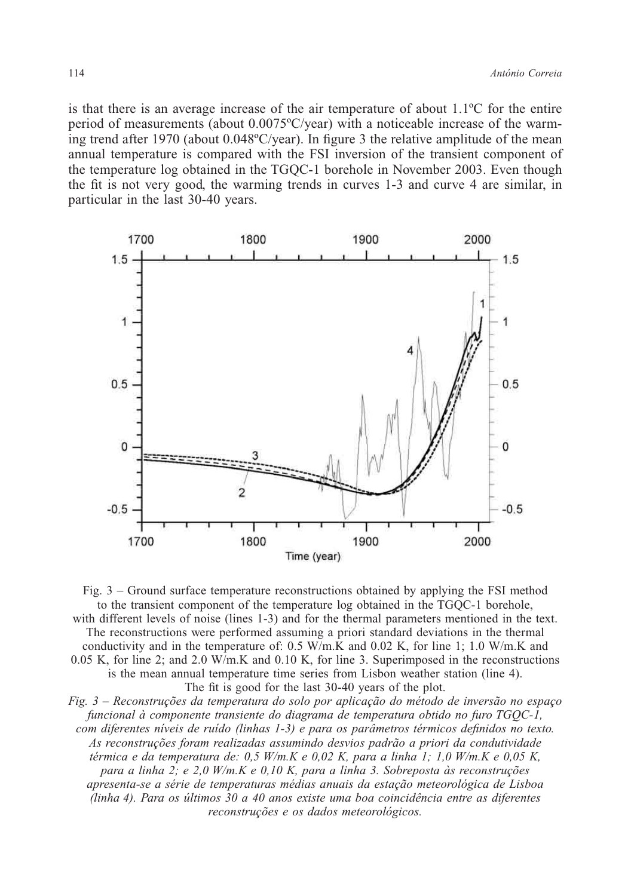is that there is an average increase of the air temperature of about 1.1ºC for the entire period of measurements (about 0.0075ºC/year) with a noticeable increase of the warming trend after 1970 (about 0.048ºC/year). In figure 3 the relative amplitude of the mean annual temperature is compared with the FSI inversion of the transient component of the temperature log obtained in the TGQC-1 borehole in November 2003. Even though the fit is not very good, the warming trends in curves 1-3 and curve 4 are similar, in particular in the last 30-40 years.

1700 1800 1900 2000

1.5 1 0.5 0 -0.5

1 2 3 4

Time (year)

Fig. 3 – Ground surface temperature reconstructions obtained by applying the FSI method to the transient component of the temperature log obtained in the TGQC-1 borehole, with different levels of noise (lines 1-3) and for the thermal parameters mentioned in the text. The reconstructions were performed assuming a priori standard deviations in the thermal conductivity and in the temperature of: 0.5 W/m.K and 0.02 K, for line 1; 1.0 W/m.K and 0.05 K, for line 2; and 2.0 W/m.K and 0.10 K, for line 3. Superimposed in the reconstructions is the mean annual temperature time series from Lisbon weather station (line 4). The fit is good for the last 30-40 years of the plot.

*Fig. 3 – Reconstruções da temperatura do solo por aplicação do método de inversão no espaço funcional à componente transiente do diagrama de temperatura obtido no furo TGQC-1, com diferentes níveis de ruído (linhas 1-3) e para os parâmetros térmicos definidos no texto. As reconstruções foram realizadas assumindo desvios padrão a priori da condutividade térmica e da temperatura de: 0,5 W/m.K e 0,02 K, para a linha 1; 1,0 W/m.K e 0,05 K, para a linha 2; e 2,0 W/m.K e 0,10 K, para a linha 3. Sobreposta às reconstruções apresenta-se a série de temperaturas médias anuais da estação meteorológica de Lisboa (linha 4). Para os últimos 30 a 40 anos existe uma boa coincidência entre as diferentes reconstruções e os dados meteorológicos.*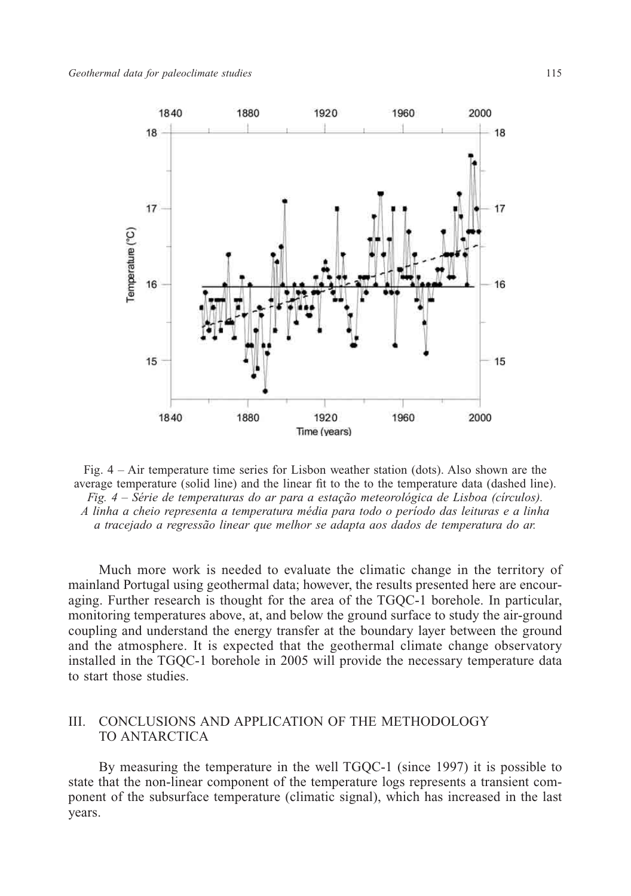1840 1880 1920 1960 2000

18 17 16 15

Temperature (°C)

1840 1880 1920 1960 2000

Time (years)

Fig. 4 – Air temperature time series for Lisbon weather station (dots). Also shown are the average temperature (solid line) and the linear fit to the to the temperature data (dashed line).

*Fig. 4 – Série de temperaturas do ar para a estação meteorológica de Lisboa (círculos). A linha a cheio representa a temperatura média para todo o período das leituras e a linha a tracejado a regressão linear que melhor se adapta aos dados de temperatura do ar.*

Much more work is needed to evaluate the climatic change in the territory of mainland Portugal using geothermal data; however, the results presented here are encouraging. Further research is thought for the area of the TGQC-1 borehole. In particular, monitoring temperatures above, at, and below the ground surface to study the air-ground coupling and understand the energy transfer at the boundary layer between the ground and the atmosphere. It is expected that the geothermal climate change observatory installed in the TGQC-1 borehole in 2005 will provide the necessary temperature data to start those studies.

## III. CONCLUSIONS AND APPLICATION OF THE METHODOLOGY TO ANTARCTICA

By measuring the temperature in the well TGQC-1 (since 1997) it is possible to state that the non-linear component of the temperature logs represents a transient component of the subsurface temperature (climatic signal), which has increased in the last years.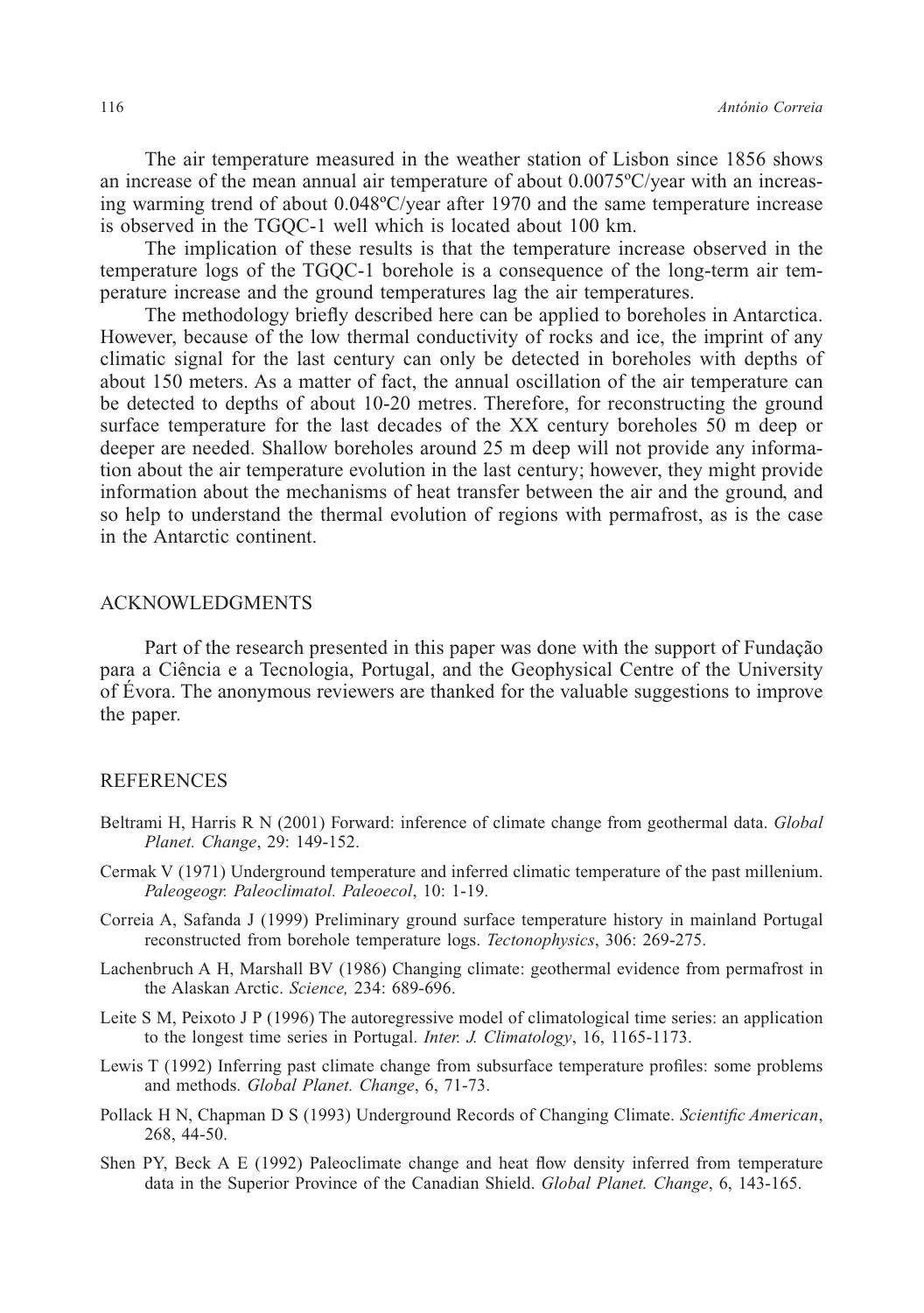The air temperature measured in the weather station of Lisbon since 1856 shows an increase of the mean annual air temperature of about 0.0075ºC/year with an increasing warming trend of about 0.048ºC/year after 1970 and the same temperature increase is observed in the TGQC-1 well which is located about 100 km.

The implication of these results is that the temperature increase observed in the temperature logs of the TGQC-1 borehole is a consequence of the long-term air temperature increase and the ground temperatures lag the air temperatures.

The methodology briefly described here can be applied to boreholes in Antarctica. However, because of the low thermal conductivity of rocks and ice, the imprint of any climatic signal for the last century can only be detected in boreholes with depths of about 150 meters. As a matter of fact, the annual oscillation of the air temperature can be detected to depths of about 10-20 metres. Therefore, for reconstructing the ground surface temperature for the last decades of the XX century boreholes 50 m deep or deeper are needed. Shallow boreholes around 25 m deep will not provide any information about the air temperature evolution in the last century; however, they might provide information about the mechanisms of heat transfer between the air and the ground, and so help to understand the thermal evolution of regions with permafrost, as is the case in the Antarctic continent.

## ACKNOWLEDGMENTS

Part of the research presented in this paper was done with the support of Fundação para a Ciência e a Tecnologia, Portugal, and the Geophysical Centre of the University of Évora. The anonymous reviewers are thanked for the valuable suggestions to improve the paper.

## REFERENCES

Beltrami H, Harris R N (2001) Forward: inference of climate change from geothermal data. *Global Planet. Change*, 29: 149-152.

Cermak V (1971) Underground temperature and inferred climatic temperature of the past millenium. *Paleogeogr. Paleoclimatol. Paleoecol*, 10: 1-19.

Correia A, Safanda J (1999) Preliminary ground surface temperature history in mainland Portugal reconstructed from borehole temperature logs. *Tectonophysics*, 306: 269-275.

Lachenbruch A H, Marshall BV (1986) Changing climate: geothermal evidence from permafrost in the Alaskan Arctic. *Science,* 234: 689-696.

Leite S M, Peixoto J P (1996) The autoregressive model of climatological time series: an application to the longest time series in Portugal. *Inter. J. Climatology*, 16, 1165-1173.

Lewis T (1992) Inferring past climate change from subsurface temperature profiles: some problems and methods. *Global Planet. Change*, 6, 71-73.

Pollack H N, Chapman D S (1993) Underground Records of Changing Climate. *Scientific American*, 268, 44-50.

Shen PY, Beck A E (1992) Paleoclimate change and heat flow density inferred from temperature data in the Superior Province of the Canadian Shield. *Global Planet. Change*, 6, 143-165.